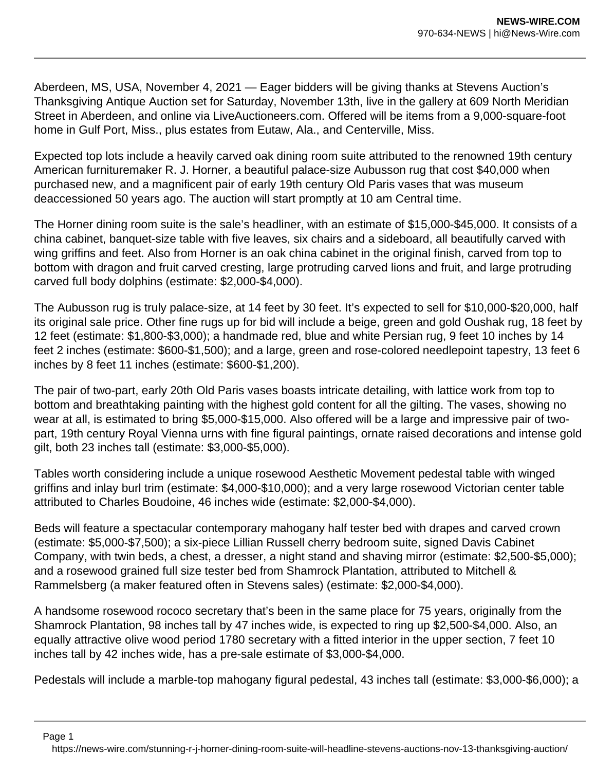Aberdeen, MS, USA, November 4, 2021 — Eager bidders will be giving thanks at Stevens Auction's Thanksgiving Antique Auction set for Saturday, November 13th, live in the gallery at 609 North Meridian Street in Aberdeen, and online via LiveAuctioneers.com. Offered will be items from a 9,000-square-foot home in Gulf Port, Miss., plus estates from Eutaw, Ala., and Centerville, Miss.

Expected top lots include a heavily carved oak dining room suite attributed to the renowned 19th century American furnituremaker R. J. Horner, a beautiful palace-size Aubusson rug that cost $40,000 when purchased new, and a magnificent pair of early 19th century Old Paris vases that was museum deaccessioned 50 years ago. The auction will start promptly at 10 am Central time.

The Horner dining room suite is the sale's headliner, with an estimate of $15,000-$45,000. It consists of a china cabinet, banquet-size table with five leaves, six chairs and a sideboard, all beautifully carved with wing griffins and feet. Also from Horner is an oak china cabinet in the original finish, carved from top to bottom with dragon and fruit carved cresting, large protruding carved lions and fruit, and large protruding carved full body dolphins (estimate: $2,000-$4,000).

The Aubusson rug is truly palace-size, at 14 feet by 30 feet. It's expected to sell for $10,000-$20,000, half its original sale price. Other fine rugs up for bid will include a beige, green and gold Oushak rug, 18 feet by 12 feet (estimate: $1,800-$3,000); a handmade red, blue and white Persian rug, 9 feet 10 inches by 14 feet 2 inches (estimate: $600-$1,500); and a large, green and rose-colored needlepoint tapestry, 13 feet 6 inches by 8 feet 11 inches (estimate: $600-$1,200).

The pair of two-part, early 20th Old Paris vases boasts intricate detailing, with lattice work from top to bottom and breathtaking painting with the highest gold content for all the gilting. The vases, showing no wear at all, is estimated to bring $5,000-$15,000. Also offered will be a large and impressive pair of two-part, 19th century Royal Vienna urns with fine figural paintings, ornate raised decorations and intense gold gilt, both 23 inches tall (estimate: $3,000-$5,000).

Tables worth considering include a unique rosewood Aesthetic Movement pedestal table with winged griffins and inlay burl trim (estimate: $4,000-$10,000); and a very large rosewood Victorian center table attributed to Charles Boudoine, 46 inches wide (estimate: $2,000-$4,000).

Beds will feature a spectacular contemporary mahogany half tester bed with drapes and carved crown (estimate: $5,000-$7,500); a six-piece Lillian Russell cherry bedroom suite, signed Davis Cabinet Company, with twin beds, a chest, a dresser, a night stand and shaving mirror (estimate: $2,500-$5,000); and a rosewood grained full size tester bed from Shamrock Plantation, attributed to Mitchell & Rammelsberg (a maker featured often in Stevens sales) (estimate: $2,000-$4,000).

A handsome rosewood rococo secretary that's been in the same place for 75 years, originally from the Shamrock Plantation, 98 inches tall by 47 inches wide, is expected to ring up $2,500-$4,000. Also, an equally attractive olive wood period 1780 secretary with a fitted interior in the upper section, 7 feet 10 inches tall by 42 inches wide, has a pre-sale estimate of $3,000-$4,000.

Pedestals will include a marble-top mahogany figural pedestal, 43 inches tall (estimate: $3,000-$6,000); a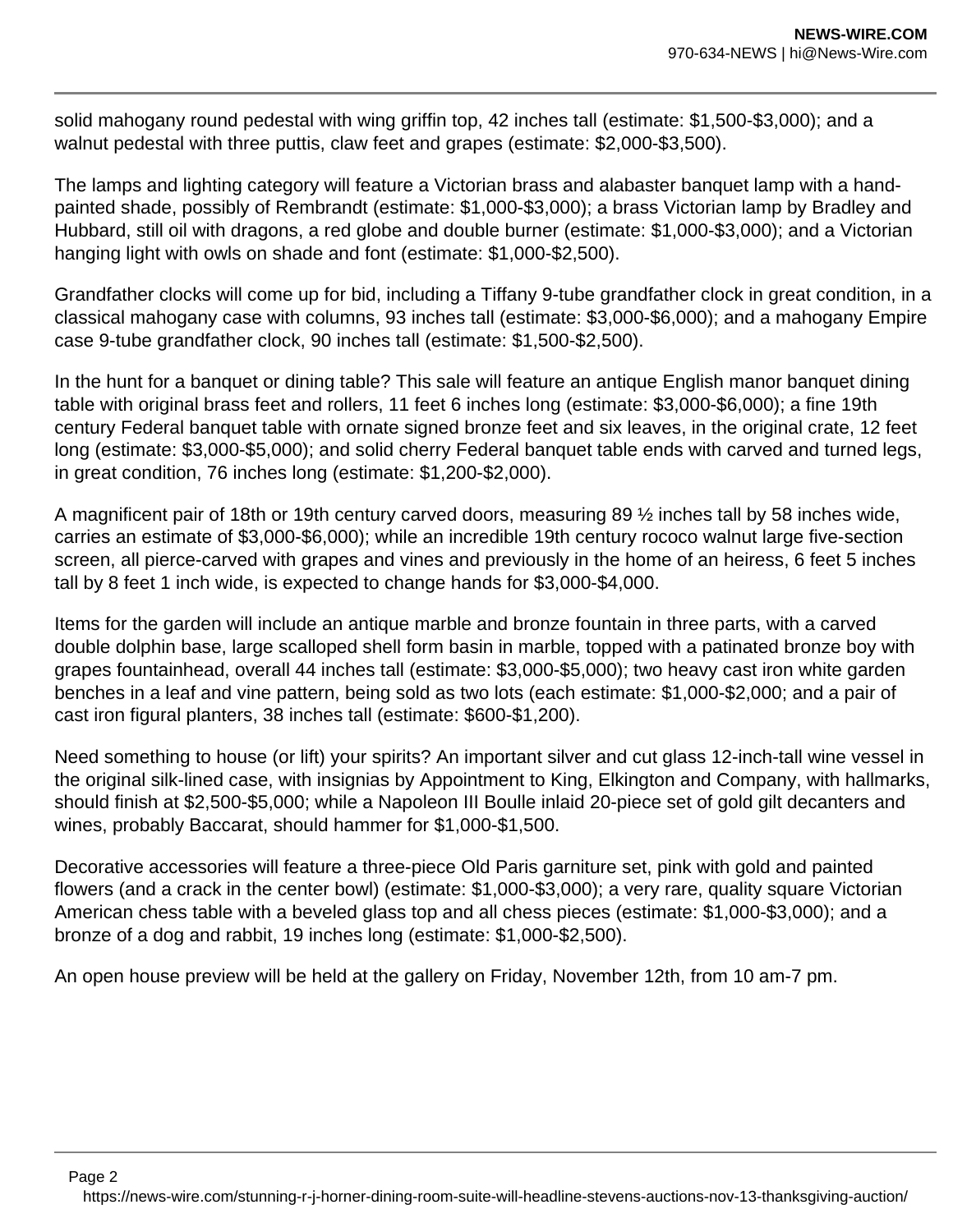solid mahogany round pedestal with wing griffin top, 42 inches tall (estimate: $1,500-$3,000); and a walnut pedestal with three puttis, claw feet and grapes (estimate: $2,000-$3,500).

The lamps and lighting category will feature a Victorian brass and alabaster banquet lamp with a hand-painted shade, possibly of Rembrandt (estimate: $1,000-$3,000); a brass Victorian lamp by Bradley and Hubbard, still oil with dragons, a red globe and double burner (estimate: $1,000-$3,000); and a Victorian hanging light with owls on shade and font (estimate: $1,000-$2,500).

Grandfather clocks will come up for bid, including a Tiffany 9-tube grandfather clock in great condition, in a classical mahogany case with columns, 93 inches tall (estimate: $3,000-$6,000); and a mahogany Empire case 9-tube grandfather clock, 90 inches tall (estimate: $1,500-$2,500).

In the hunt for a banquet or dining table? This sale will feature an antique English manor banquet dining table with original brass feet and rollers, 11 feet 6 inches long (estimate: $3,000-$6,000); a fine 19th century Federal banquet table with ornate signed bronze feet and six leaves, in the original crate, 12 feet long (estimate: $3,000-$5,000); and solid cherry Federal banquet table ends with carved and turned legs, in great condition, 76 inches long (estimate: $1,200-$2,000).

A magnificent pair of 18th or 19th century carved doors, measuring 89 ½ inches tall by 58 inches wide, carries an estimate of $3,000-$6,000); while an incredible 19th century rococo walnut large five-section screen, all pierce-carved with grapes and vines and previously in the home of an heiress, 6 feet 5 inches tall by 8 feet 1 inch wide, is expected to change hands for $3,000-$4,000.

Items for the garden will include an antique marble and bronze fountain in three parts, with a carved double dolphin base, large scalloped shell form basin in marble, topped with a patinated bronze boy with grapes fountainhead, overall 44 inches tall (estimate: $3,000-$5,000); two heavy cast iron white garden benches in a leaf and vine pattern, being sold as two lots (each estimate: $1,000-$2,000; and a pair of cast iron figural planters, 38 inches tall (estimate: $600-$1,200).

Need something to house (or lift) your spirits? An important silver and cut glass 12-inch-tall wine vessel in the original silk-lined case, with insignias by Appointment to King, Elkington and Company, with hallmarks, should finish at $2,500-$5,000; while a Napoleon III Boulle inlaid 20-piece set of gold gilt decanters and wines, probably Baccarat, should hammer for $1,000-$1,500.

Decorative accessories will feature a three-piece Old Paris garniture set, pink with gold and painted flowers (and a crack in the center bowl) (estimate: $1,000-$3,000); a very rare, quality square Victorian American chess table with a beveled glass top and all chess pieces (estimate: $1,000-$3,000); and a bronze of a dog and rabbit, 19 inches long (estimate: $1,000-$2,500).

An open house preview will be held at the gallery on Friday, November 12th, from 10 am-7 pm.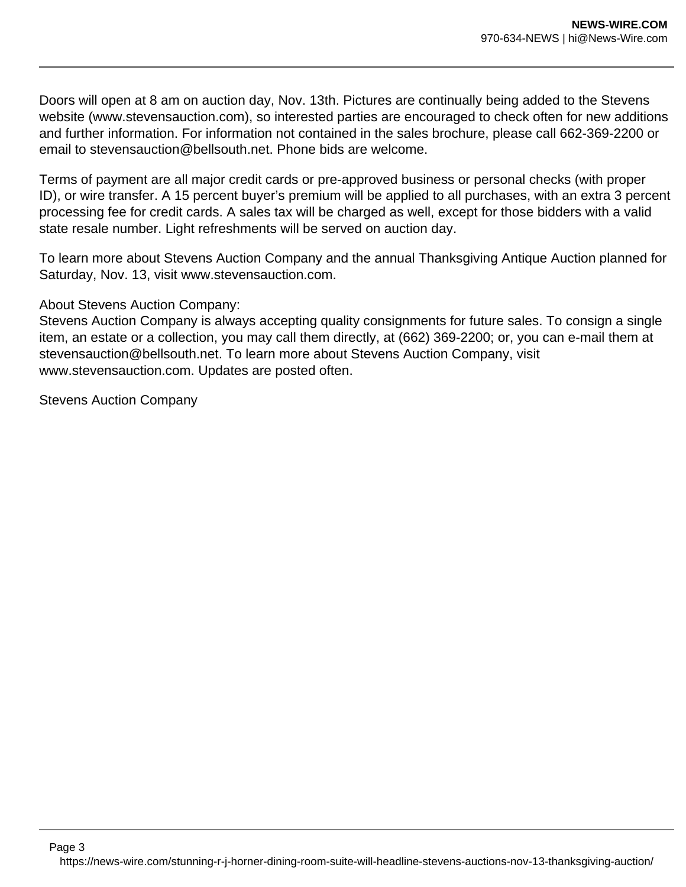Doors will open at 8 am on auction day, Nov. 13th. Pictures are continually being added to the Stevens website (www.stevensauction.com), so interested parties are encouraged to check often for new additions and further information. For information not contained in the sales brochure, please call 662-369-2200 or email to stevensauction@bellsouth.net. Phone bids are welcome.

Terms of payment are all major credit cards or pre-approved business or personal checks (with proper ID), or wire transfer. A 15 percent buyer's premium will be applied to all purchases, with an extra 3 percent processing fee for credit cards. A sales tax will be charged as well, except for those bidders with a valid state resale number. Light refreshments will be served on auction day.

To learn more about Stevens Auction Company and the annual Thanksgiving Antique Auction planned for Saturday, Nov. 13, visit www.stevensauction.com.

About Stevens Auction Company:
Stevens Auction Company is always accepting quality consignments for future sales. To consign a single item, an estate or a collection, you may call them directly, at (662) 369-2200; or, you can e-mail them at stevensauction@bellsouth.net. To learn more about Stevens Auction Company, visit www.stevensauction.com. Updates are posted often.

Stevens Auction Company